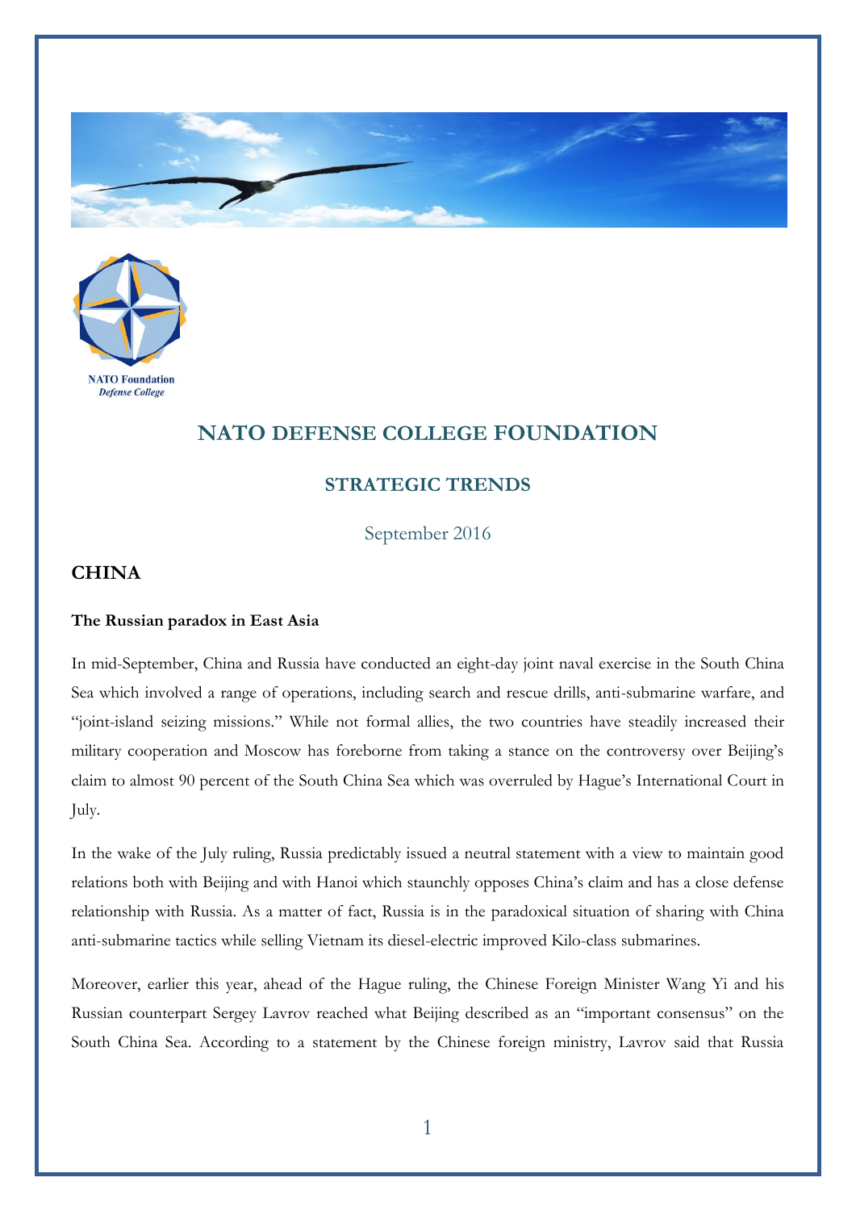NATO Foundation
*Defense College*

# NATO DEFENSE COLLEGE FOUNDATION

## STRATEGIC TRENDS

September 2016

## CHINA

**The Russian paradox in East Asia**

In mid-September, China and Russia have conducted an eight-day joint naval exercise in the South China Sea which involved a range of operations, including search and rescue drills, anti-submarine warfare, and "joint-island seizing missions." While not formal allies, the two countries have steadily increased their military cooperation and Moscow has foreborne from taking a stance on the controversy over Beijing's claim to almost 90 percent of the South China Sea which was overruled by Hague's International Court in July.

In the wake of the July ruling, Russia predictably issued a neutral statement with a view to maintain good relations both with Beijing and with Hanoi which staunchly opposes China's claim and has a close defense relationship with Russia. As a matter of fact, Russia is in the paradoxical situation of sharing with China anti-submarine tactics while selling Vietnam its diesel-electric improved Kilo-class submarines.

Moreover, earlier this year, ahead of the Hague ruling, the Chinese Foreign Minister Wang Yi and his Russian counterpart Sergey Lavrov reached what Beijing described as an "important consensus" on the South China Sea. According to a statement by the Chinese foreign ministry, Lavrov said that Russia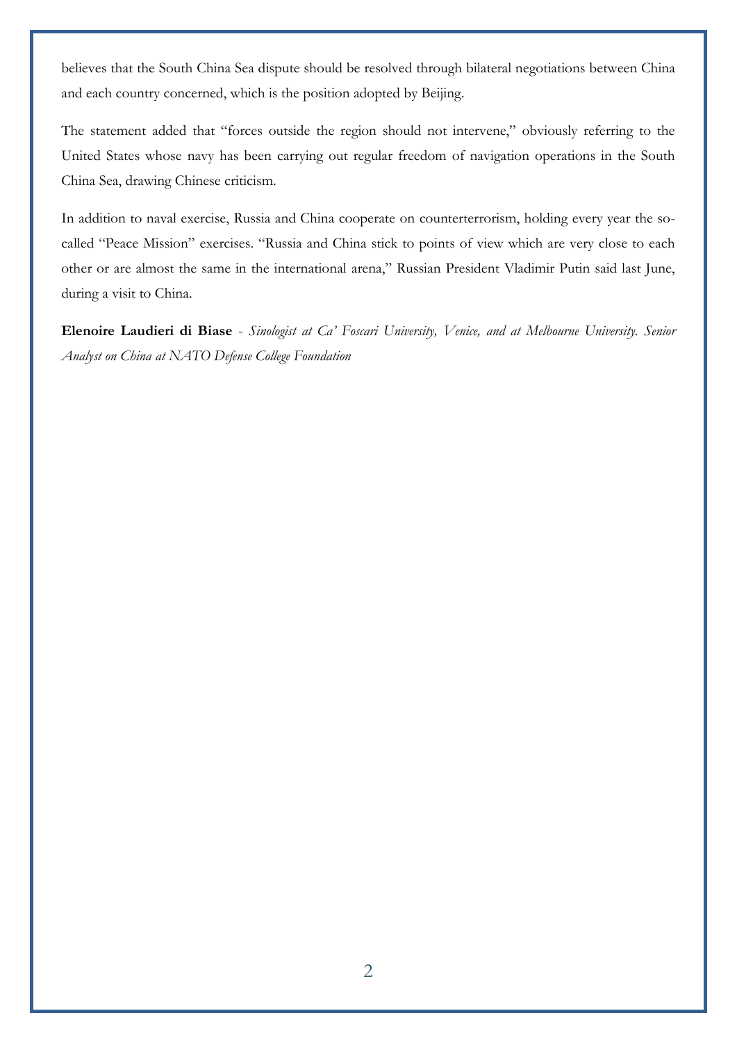believes that the South China Sea dispute should be resolved through bilateral negotiations between China and each country concerned, which is the position adopted by Beijing.

The statement added that "forces outside the region should not intervene," obviously referring to the United States whose navy has been carrying out regular freedom of navigation operations in the South China Sea, drawing Chinese criticism.

In addition to naval exercise, Russia and China cooperate on counterterrorism, holding every year the so-called "Peace Mission" exercises. "Russia and China stick to points of view which are very close to each other or are almost the same in the international arena," Russian President Vladimir Putin said last June, during a visit to China.

**Elenoire Laudieri di Biase** - *Sinologist at Ca' Foscari University, Venice, and at Melbourne University. Senior Analyst on China at NATO Defense College Foundation*